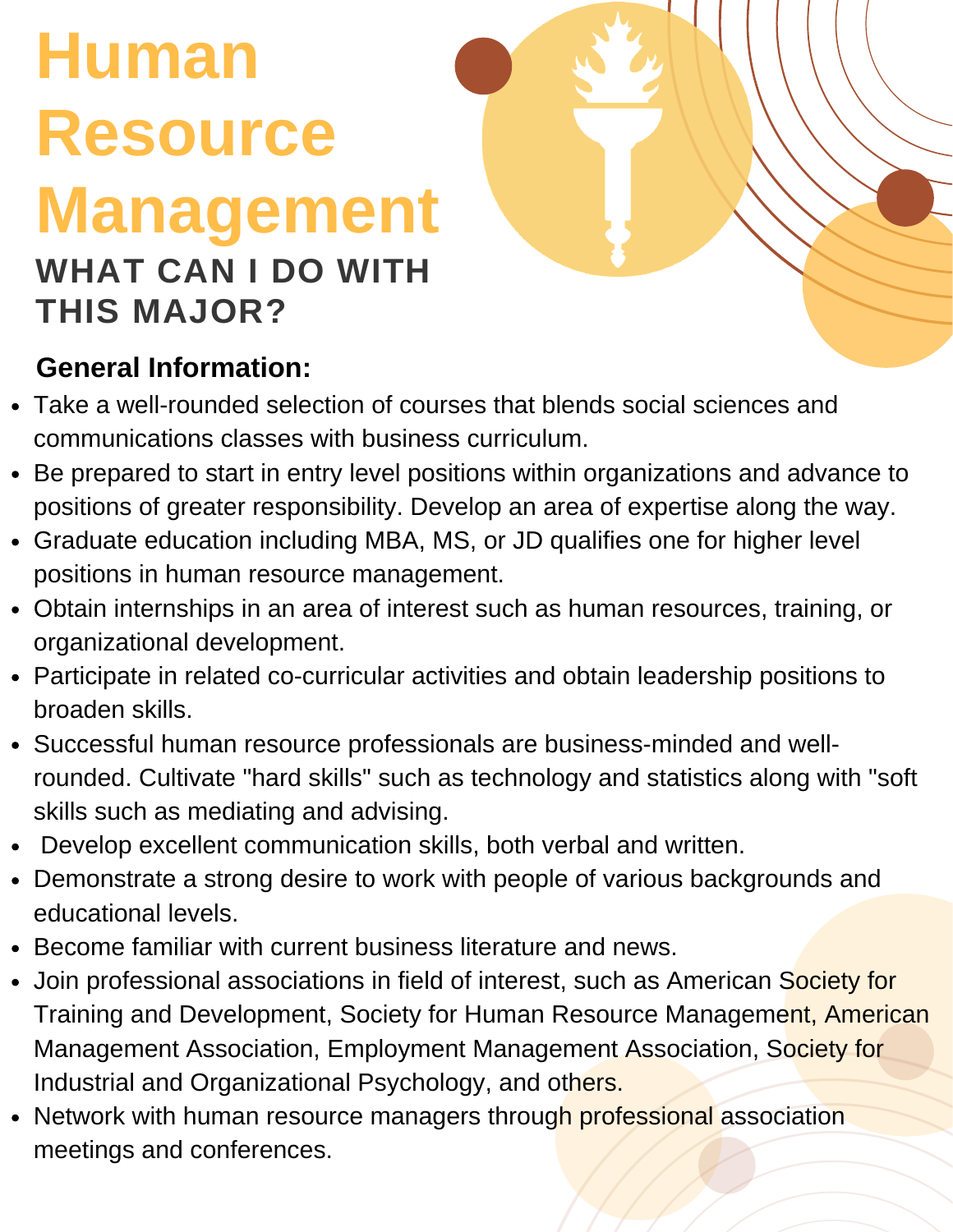# Human Resource Management

## WHAT CAN I DO WITH THIS MAJOR?

**General Information:**

- Take a well-rounded selection of courses that blends social sciences and communications classes with business curriculum.
- Be prepared to start in entry level positions within organizations and advance to positions of greater responsibility. Develop an area of expertise along the way.
- Graduate education including MBA, MS, or JD qualifies one for higher level positions in human resource management.
- Obtain internships in an area of interest such as human resources, training, or organizational development.
- Participate in related co-curricular activities and obtain leadership positions to broaden skills.
- Successful human resource professionals are business-minded and well-rounded. Cultivate "hard skills" such as technology and statistics along with "soft skills such as mediating and advising.
- Develop excellent communication skills, both verbal and written.
- Demonstrate a strong desire to work with people of various backgrounds and educational levels.
- Become familiar with current business literature and news.
- Join professional associations in field of interest, such as American Society for Training and Development, Society for Human Resource Management, American Management Association, Employment Management Association, Society for Industrial and Organizational Psychology, and others.
- Network with human resource managers through professional association meetings and conferences.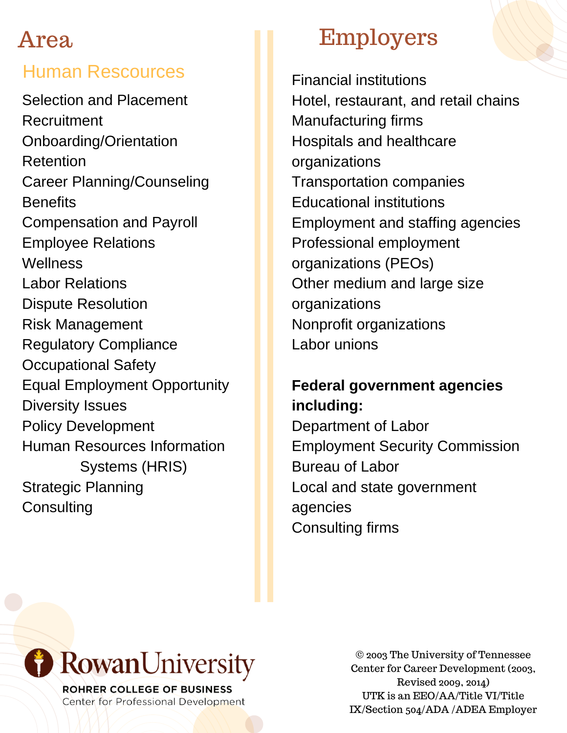## Area

### Human Rescources

- Selection and Placement
- Recruitment
- Onboarding/Orientation
- Retention
- Career Planning/Counseling
- Benefits
- Compensation and Payroll
- Employee Relations
- Wellness
- Labor Relations
- Dispute Resolution
- Risk Management
- Regulatory Compliance
- Occupational Safety
- Equal Employment Opportunity
- Diversity Issues
- Policy Development
- Human Resources Information Systems (HRIS)
- Strategic Planning
- Consulting

## Employers

- Financial institutions
- Hotel, restaurant, and retail chains
- Manufacturing firms
- Hospitals and healthcare organizations
- Transportation companies
- Educational institutions
- Employment and staffing agencies
- Professional employment organizations (PEOs)
- Other medium and large size organizations
- Nonprofit organizations
- Labor unions

**Federal government agencies including:**

- Department of Labor
- Employment Security Commission
- Bureau of Labor
- Local and state government agencies
- Consulting firms

Rowan University
ROHRER COLLEGE OF BUSINESS
Center for Professional Development

© 2003 The University of Tennessee Center for Career Development (2003, Revised 2009, 2014)
UTK is an EEO/AA/Title VI/Title IX/Section 504/ADA /ADEA Employer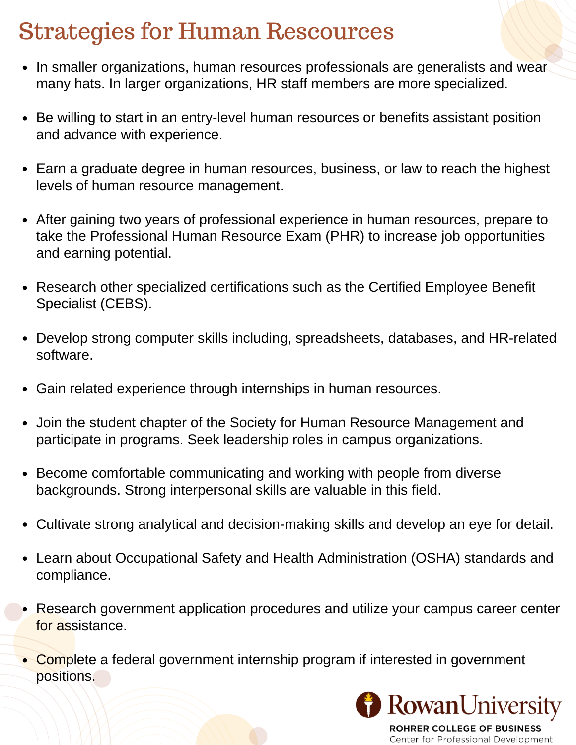# Strategies for Human Rescources

- In smaller organizations, human resources professionals are generalists and wear many hats. In larger organizations, HR staff members are more specialized.
- Be willing to start in an entry-level human resources or benefits assistant position and advance with experience.
- Earn a graduate degree in human resources, business, or law to reach the highest levels of human resource management.
- After gaining two years of professional experience in human resources, prepare to take the Professional Human Resource Exam (PHR) to increase job opportunities and earning potential.
- Research other specialized certifications such as the Certified Employee Benefit Specialist (CEBS).
- Develop strong computer skills including, spreadsheets, databases, and HR-related software.
- Gain related experience through internships in human resources.
- Join the student chapter of the Society for Human Resource Management and participate in programs. Seek leadership roles in campus organizations.
- Become comfortable communicating and working with people from diverse backgrounds. Strong interpersonal skills are valuable in this field.
- Cultivate strong analytical and decision-making skills and develop an eye for detail.
- Learn about Occupational Safety and Health Administration (OSHA) standards and compliance.
- Research government application procedures and utilize your campus career center for assistance.
- Complete a federal government internship program if interested in government positions.

Rowan University
ROHRER COLLEGE OF BUSINESS
Center for Professional Development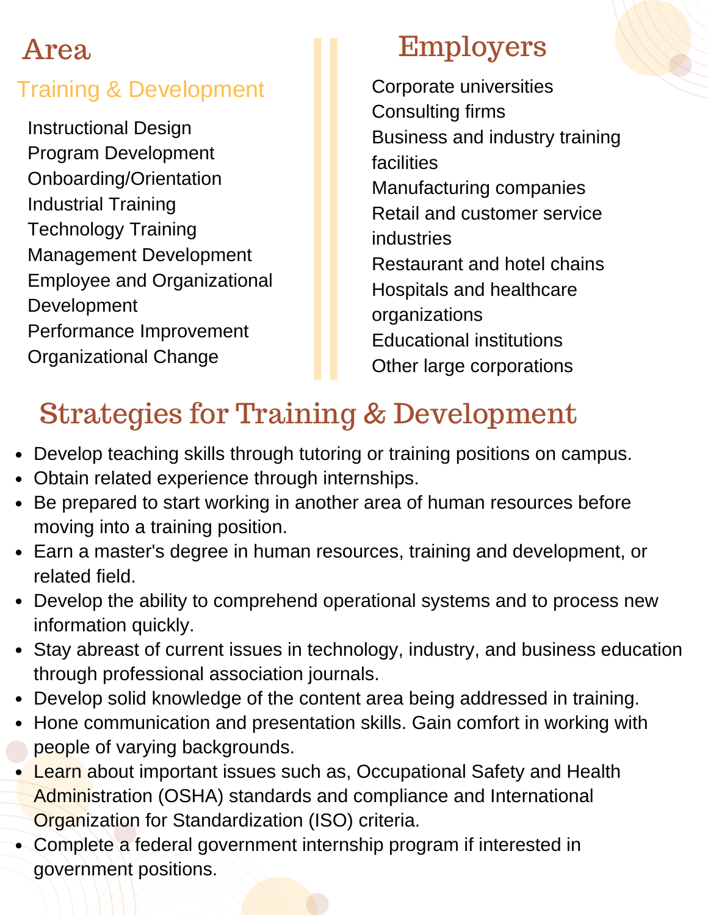## Area

### Training & Development

Instructional Design
Program Development
Onboarding/Orientation
Industrial Training
Technology Training
Management Development
Employee and Organizational Development
Performance Improvement
Organizational Change

## Employers

Corporate universities
Consulting firms
Business and industry training facilities
Manufacturing companies
Retail and customer service industries
Restaurant and hotel chains
Hospitals and healthcare organizations
Educational institutions
Other large corporations

## Strategies for Training & Development

- Develop teaching skills through tutoring or training positions on campus.
- Obtain related experience through internships.
- Be prepared to start working in another area of human resources before moving into a training position.
- Earn a master's degree in human resources, training and development, or related field.
- Develop the ability to comprehend operational systems and to process new information quickly.
- Stay abreast of current issues in technology, industry, and business education through professional association journals.
- Develop solid knowledge of the content area being addressed in training.
- Hone communication and presentation skills. Gain comfort in working with people of varying backgrounds.
- Learn about important issues such as, Occupational Safety and Health Administration (OSHA) standards and compliance and International Organization for Standardization (ISO) criteria.
- Complete a federal government internship program if interested in government positions.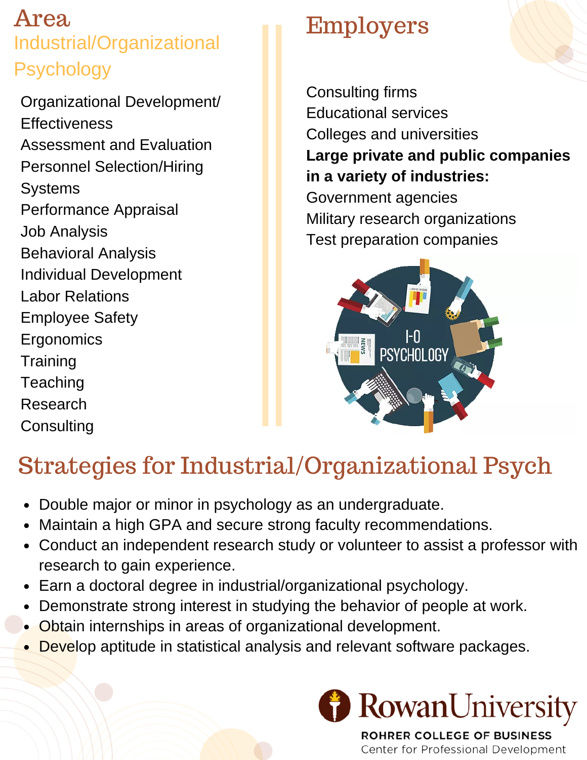# Area

## Industrial/Organizational Psychology

Organizational Development/ Effectiveness
Assessment and Evaluation
Personnel Selection/Hiring Systems
Performance Appraisal
Job Analysis
Behavioral Analysis
Individual Development
Labor Relations
Employee Safety
Ergonomics
Training
Teaching
Research
Consulting

# Employers

Consulting firms
Educational services
Colleges and universities
**Large private and public companies in a variety of industries:**
Government agencies
Military research organizations
Test preparation companies

# Strategies for Industrial/Organizational Psych

- Double major or minor in psychology as an undergraduate.
- Maintain a high GPA and secure strong faculty recommendations.
- Conduct an independent research study or volunteer to assist a professor with research to gain experience.
- Earn a doctoral degree in industrial/organizational psychology.
- Demonstrate strong interest in studying the behavior of people at work.
- Obtain internships in areas of organizational development.
- Develop aptitude in statistical analysis and relevant software packages.

Rowan University
ROHRER COLLEGE OF BUSINESS
Center for Professional Development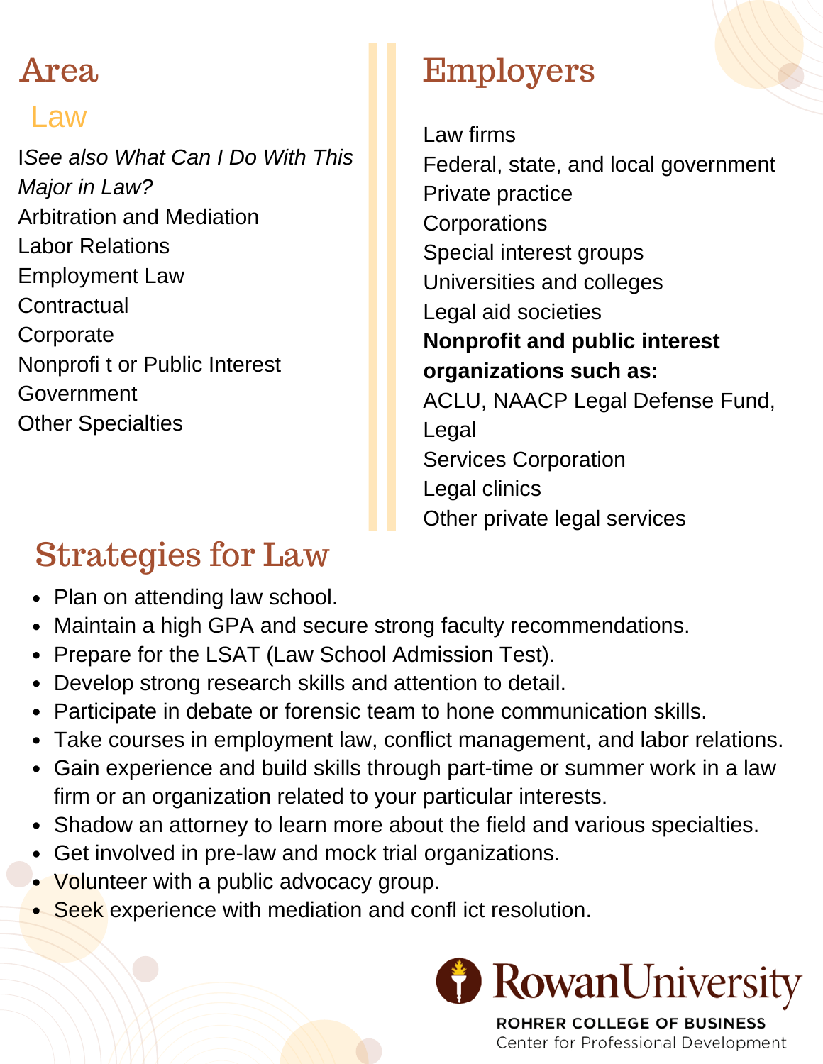## Area

### Law

I*See also What Can I Do With This Major in Law?*
Arbitration and Mediation
Labor Relations
Employment Law
Contractual
Corporate
Nonprofi t or Public Interest
Government
Other Specialties

## Employers

Law firms
Federal, state, and local government
Private practice
Corporations
Special interest groups
Universities and colleges
Legal aid societies
**Nonprofit and public interest organizations such as:**
ACLU, NAACP Legal Defense Fund, Legal
Services Corporation
Legal clinics
Other private legal services

## Strategies for Law

- Plan on attending law school.
- Maintain a high GPA and secure strong faculty recommendations.
- Prepare for the LSAT (Law School Admission Test).
- Develop strong research skills and attention to detail.
- Participate in debate or forensic team to hone communication skills.
- Take courses in employment law, conflict management, and labor relations.
- Gain experience and build skills through part-time or summer work in a law firm or an organization related to your particular interests.
- Shadow an attorney to learn more about the field and various specialties.
- Get involved in pre-law and mock trial organizations.
- Volunteer with a public advocacy group.
- Seek experience with mediation and confl ict resolution.

Rowan University
ROHRER COLLEGE OF BUSINESS
Center for Professional Development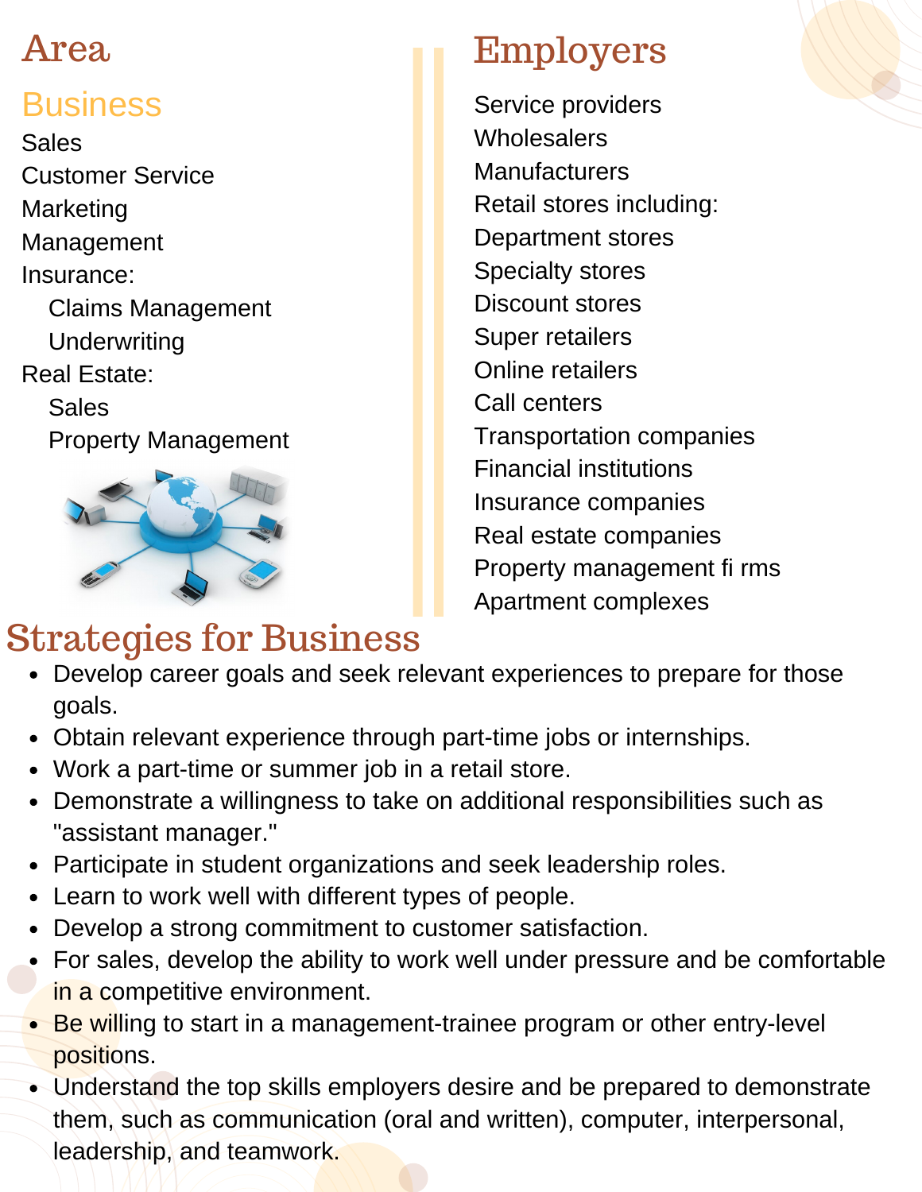## Area

### Business

- Sales
- Customer Service
- Marketing
- Management
- Insurance:
  - Claims Management
  - Underwriting
- Real Estate:
  - Sales
  - Property Management

## Employers

- Service providers
- Wholesalers
- Manufacturers
- Retail stores including:
- Department stores
- Specialty stores
- Discount stores
- Super retailers
- Online retailers
- Call centers
- Transportation companies
- Financial institutions
- Insurance companies
- Real estate companies
- Property management fi rms
- Apartment complexes

## Strategies for Business

- Develop career goals and seek relevant experiences to prepare for those goals.
- Obtain relevant experience through part-time jobs or internships.
- Work a part-time or summer job in a retail store.
- Demonstrate a willingness to take on additional responsibilities such as "assistant manager."
- Participate in student organizations and seek leadership roles.
- Learn to work well with different types of people.
- Develop a strong commitment to customer satisfaction.
- For sales, develop the ability to work well under pressure and be comfortable in a competitive environment.
- Be willing to start in a management-trainee program or other entry-level positions.
- Understand the top skills employers desire and be prepared to demonstrate them, such as communication (oral and written), computer, interpersonal, leadership, and teamwork.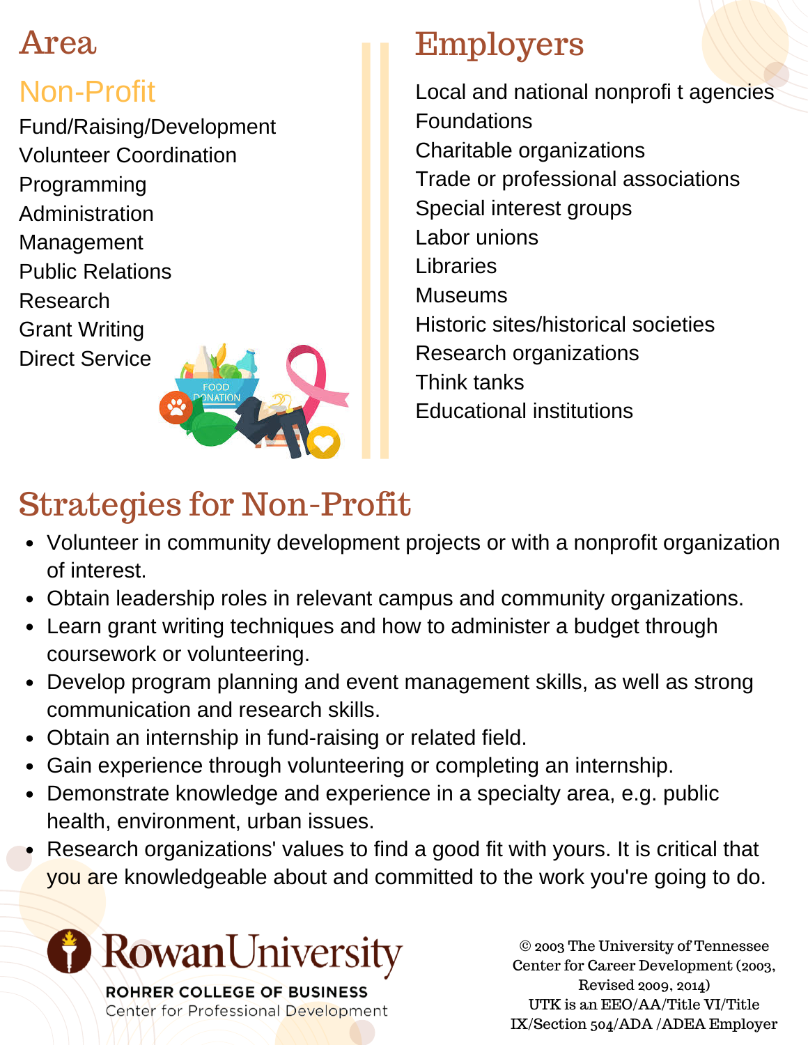## Area

### Non-Profit

Fund/Raising/Development
Volunteer Coordination
Programming
Administration
Management
Public Relations
Research
Grant Writing
Direct Service

## Employers

Local and national nonprofi t agencies
Foundations
Charitable organizations
Trade or professional associations
Special interest groups
Labor unions
Libraries
Museums
Historic sites/historical societies
Research organizations
Think tanks
Educational institutions

## Strategies for Non-Profit

- Volunteer in community development projects or with a nonprofit organization of interest.
- Obtain leadership roles in relevant campus and community organizations.
- Learn grant writing techniques and how to administer a budget through coursework or volunteering.
- Develop program planning and event management skills, as well as strong communication and research skills.
- Obtain an internship in fund-raising or related field.
- Gain experience through volunteering or completing an internship.
- Demonstrate knowledge and experience in a specialty area, e.g. public health, environment, urban issues.
- Research organizations' values to find a good fit with yours. It is critical that you are knowledgeable about and committed to the work you're going to do.

Rowan University
ROHRER COLLEGE OF BUSINESS
Center for Professional Development

© 2003 The University of Tennessee Center for Career Development (2003, Revised 2009, 2014)
UTK is an EEO/AA/Title VI/Title IX/Section 504/ADA /ADEA Employer